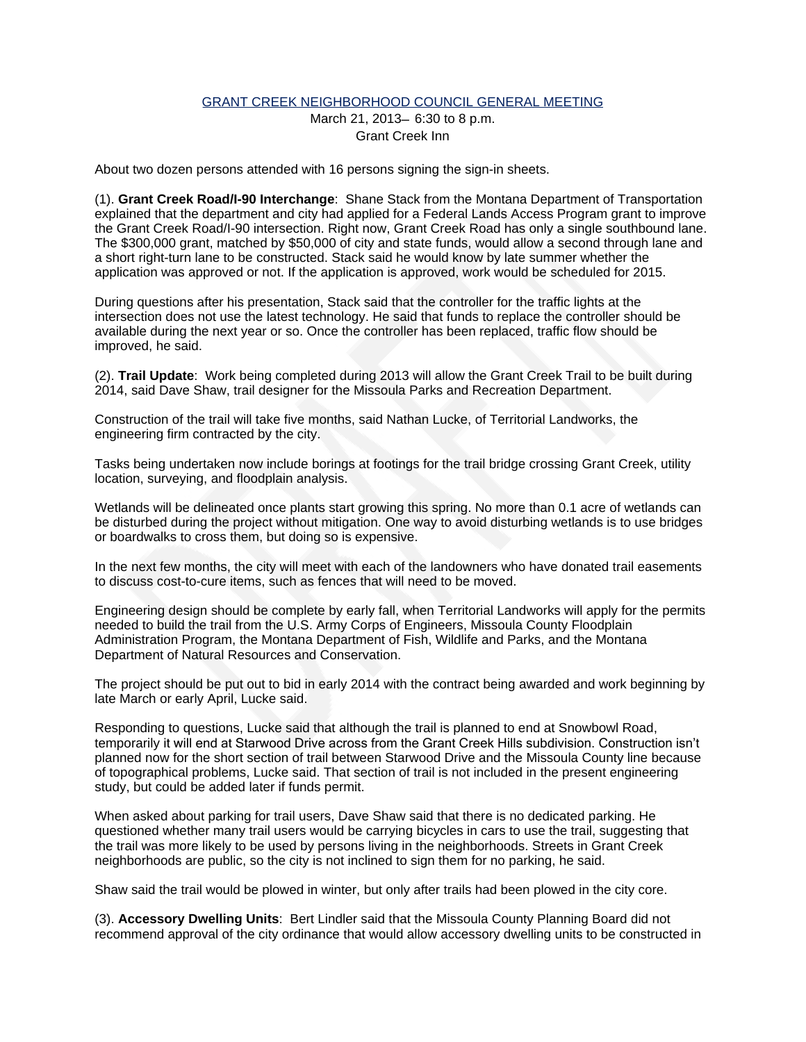# GRANT CREEK NEIGHBORHOOD COUNCIL GENERAL MEETING

March 21, 2013– 6:30 to 8 p.m.
Grant Creek Inn

About two dozen persons attended with 16 persons signing the sign-in sheets.

(1). **Grant Creek Road/I-90 Interchange**: Shane Stack from the Montana Department of Transportation explained that the department and city had applied for a Federal Lands Access Program grant to improve the Grant Creek Road/I-90 intersection. Right now, Grant Creek Road has only a single southbound lane. The $300,000 grant, matched by $50,000 of city and state funds, would allow a second through lane and a short right-turn lane to be constructed. Stack said he would know by late summer whether the application was approved or not. If the application is approved, work would be scheduled for 2015.

During questions after his presentation, Stack said that the controller for the traffic lights at the intersection does not use the latest technology. He said that funds to replace the controller should be available during the next year or so. Once the controller has been replaced, traffic flow should be improved, he said.

(2). **Trail Update**: Work being completed during 2013 will allow the Grant Creek Trail to be built during 2014, said Dave Shaw, trail designer for the Missoula Parks and Recreation Department.

Construction of the trail will take five months, said Nathan Lucke, of Territorial Landworks, the engineering firm contracted by the city.

Tasks being undertaken now include borings at footings for the trail bridge crossing Grant Creek, utility location, surveying, and floodplain analysis.

Wetlands will be delineated once plants start growing this spring. No more than 0.1 acre of wetlands can be disturbed during the project without mitigation. One way to avoid disturbing wetlands is to use bridges or boardwalks to cross them, but doing so is expensive.

In the next few months, the city will meet with each of the landowners who have donated trail easements to discuss cost-to-cure items, such as fences that will need to be moved.

Engineering design should be complete by early fall, when Territorial Landworks will apply for the permits needed to build the trail from the U.S. Army Corps of Engineers, Missoula County Floodplain Administration Program, the Montana Department of Fish, Wildlife and Parks, and the Montana Department of Natural Resources and Conservation.

The project should be put out to bid in early 2014 with the contract being awarded and work beginning by late March or early April, Lucke said.

Responding to questions, Lucke said that although the trail is planned to end at Snowbowl Road, temporarily it will end at Starwood Drive across from the Grant Creek Hills subdivision. Construction isn't planned now for the short section of trail between Starwood Drive and the Missoula County line because of topographical problems, Lucke said. That section of trail is not included in the present engineering study, but could be added later if funds permit.

When asked about parking for trail users, Dave Shaw said that there is no dedicated parking. He questioned whether many trail users would be carrying bicycles in cars to use the trail, suggesting that the trail was more likely to be used by persons living in the neighborhoods. Streets in Grant Creek neighborhoods are public, so the city is not inclined to sign them for no parking, he said.

Shaw said the trail would be plowed in winter, but only after trails had been plowed in the city core.

(3). **Accessory Dwelling Units**: Bert Lindler said that the Missoula County Planning Board did not recommend approval of the city ordinance that would allow accessory dwelling units to be constructed in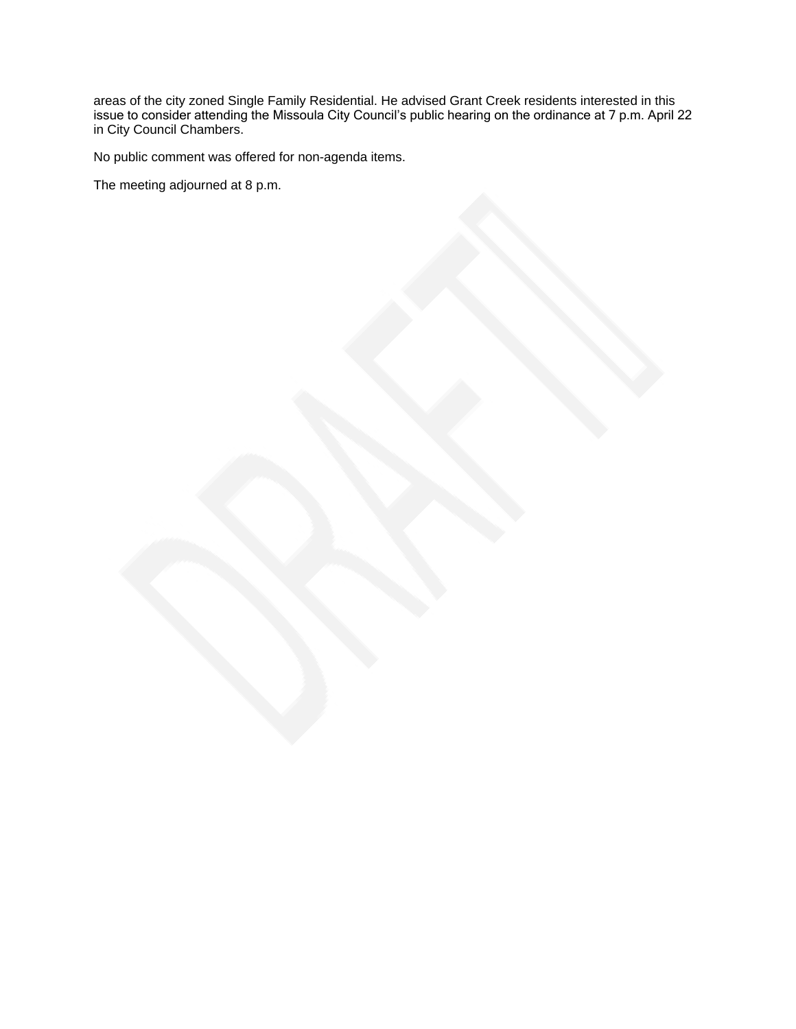areas of the city zoned Single Family Residential. He advised Grant Creek residents interested in this issue to consider attending the Missoula City Council's public hearing on the ordinance at 7 p.m. April 22 in City Council Chambers.

No public comment was offered for non-agenda items.

The meeting adjourned at 8 p.m.